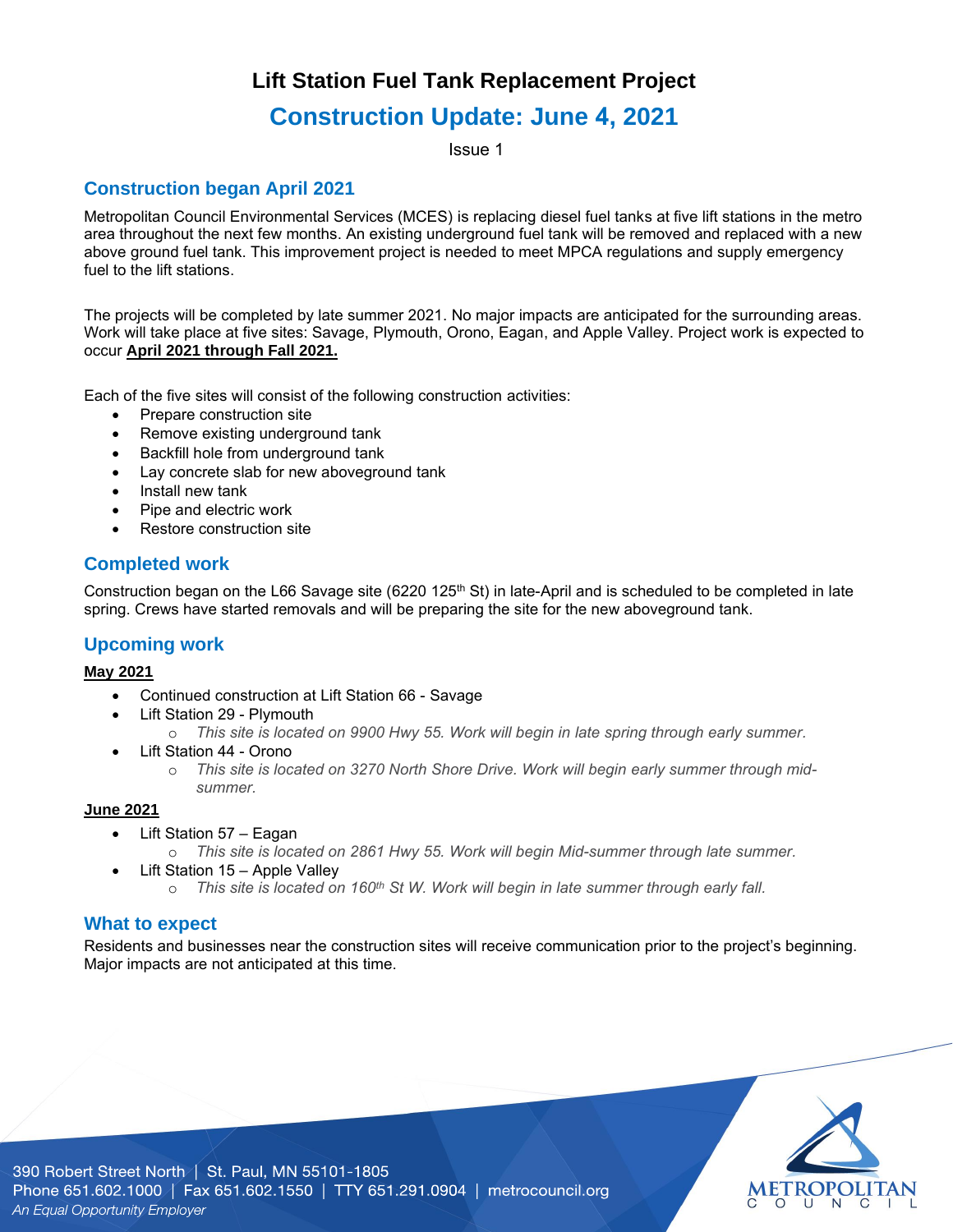# Lift Station Fuel Tank Replacement Project

## Construction Update: June 4, 2021

Issue 1

## Construction began April 2021

Metropolitan Council Environmental Services (MCES) is replacing diesel fuel tanks at five lift stations in the metro area throughout the next few months. An existing underground fuel tank will be removed and replaced with a new above ground fuel tank. This improvement project is needed to meet MPCA regulations and supply emergency fuel to the lift stations.

The projects will be completed by late summer 2021. No major impacts are anticipated for the surrounding areas. Work will take place at five sites: Savage, Plymouth, Orono, Eagan, and Apple Valley. Project work is expected to occur **April 2021 through Fall 2021.**

Each of the five sites will consist of the following construction activities:

- Prepare construction site
- Remove existing underground tank
- Backfill hole from underground tank
- Lay concrete slab for new aboveground tank
- Install new tank
- Pipe and electric work
- Restore construction site

## Completed work

Construction began on the L66 Savage site (6220 125th St) in late-April and is scheduled to be completed in late spring. Crews have started removals and will be preparing the site for the new aboveground tank.

## Upcoming work

**May 2021**

- Continued construction at Lift Station 66 - Savage
- Lift Station 29 - Plymouth
  - *This site is located on 9900 Hwy 55. Work will begin in late spring through early summer.*
- Lift Station 44 - Orono
  - *This site is located on 3270 North Shore Drive. Work will begin early summer through mid-summer.*

**June 2021**

- Lift Station 57 – Eagan
  - *This site is located on 2861 Hwy 55. Work will begin Mid-summer through late summer.*
- Lift Station 15 – Apple Valley
  - *This site is located on 160th St W. Work will begin in late summer through early fall.*

## What to expect

Residents and businesses near the construction sites will receive communication prior to the project's beginning. Major impacts are not anticipated at this time.

390 Robert Street North | St. Paul, MN 55101-1805
Phone 651.602.1000 | Fax 651.602.1550 | TTY 651.291.0904 | metrocouncil.org
*An Equal Opportunity Employer*

METROPOLITAN COUNCIL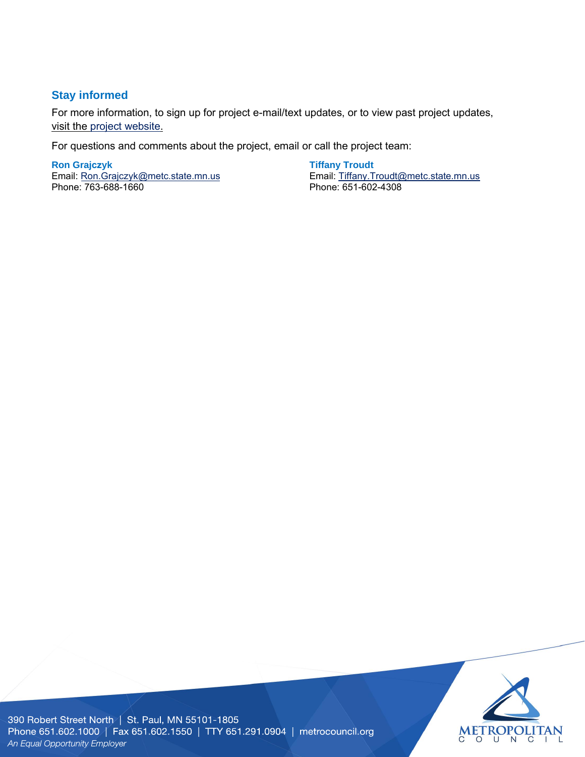## Stay informed

For more information, to sign up for project e-mail/text updates, or to view past project updates, visit the project website.

For questions and comments about the project, email or call the project team:

**Ron Grajczyk**
Email: Ron.Grajczyk@metc.state.mn.us
Phone: 763-688-1660

**Tiffany Troudt**
Email: Tiffany.Troudt@metc.state.mn.us
Phone: 651-602-4308

390 Robert Street North | St. Paul, MN 55101-1805
Phone 651.602.1000 | Fax 651.602.1550 | TTY 651.291.0904 | metrocouncil.org
*An Equal Opportunity Employer*

METROPOLITAN COUNCIL